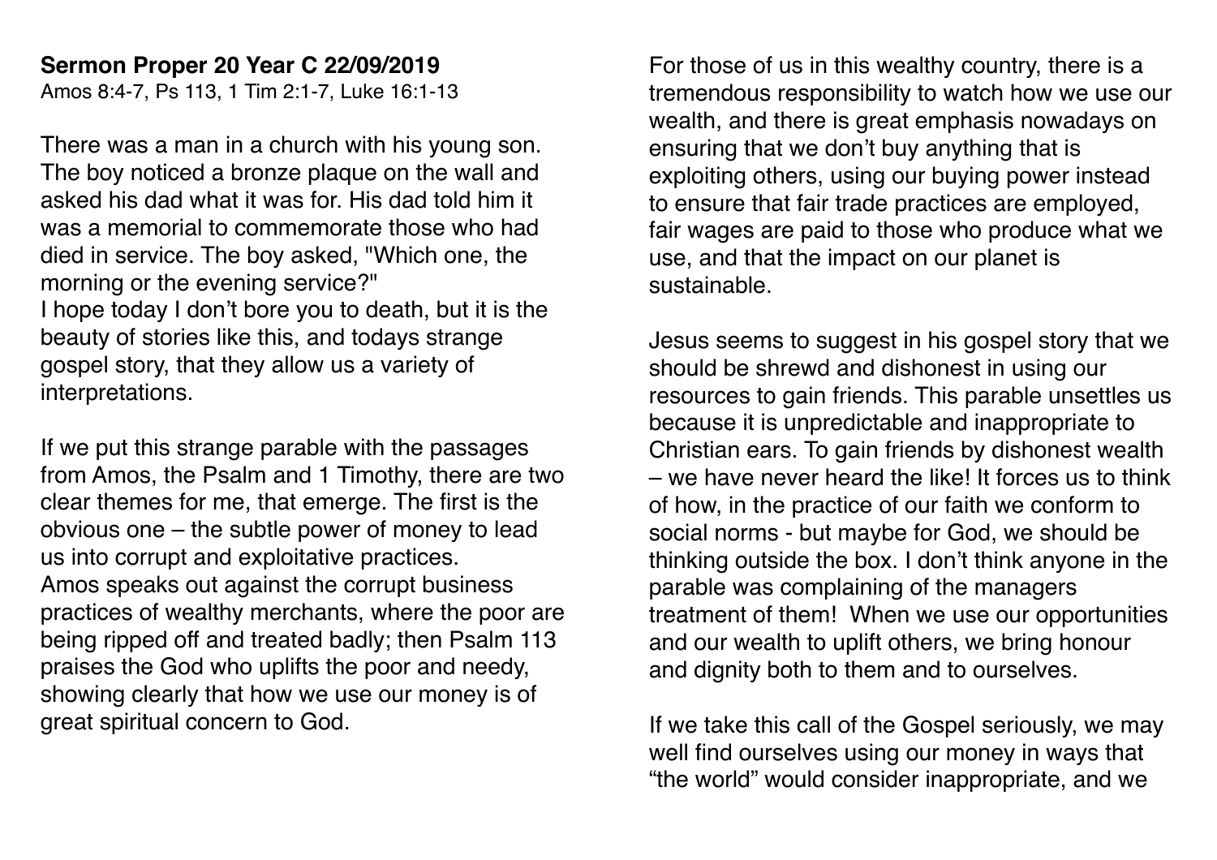**Sermon Proper 20 Year C 22/09/2019**
Amos 8:4-7, Ps 113, 1 Tim 2:1-7, Luke 16:1-13

There was a man in a church with his young son. The boy noticed a bronze plaque on the wall and asked his dad what it was for. His dad told him it was a memorial to commemorate those who had died in service. The boy asked, "Which one, the morning or the evening service?"
I hope today I don't bore you to death, but it is the beauty of stories like this, and todays strange gospel story, that they allow us a variety of interpretations.

If we put this strange parable with the passages from Amos, the Psalm and 1 Timothy, there are two clear themes for me, that emerge. The first is the obvious one – the subtle power of money to lead us into corrupt and exploitative practices.
Amos speaks out against the corrupt business practices of wealthy merchants, where the poor are being ripped off and treated badly; then Psalm 113 praises the God who uplifts the poor and needy, showing clearly that how we use our money is of great spiritual concern to God.

For those of us in this wealthy country, there is a tremendous responsibility to watch how we use our wealth, and there is great emphasis nowadays on ensuring that we don't buy anything that is exploiting others, using our buying power instead to ensure that fair trade practices are employed, fair wages are paid to those who produce what we use, and that the impact on our planet is sustainable.

Jesus seems to suggest in his gospel story that we should be shrewd and dishonest in using our resources to gain friends. This parable unsettles us because it is unpredictable and inappropriate to Christian ears. To gain friends by dishonest wealth – we have never heard the like! It forces us to think of how, in the practice of our faith we conform to social norms - but maybe for God, we should be thinking outside the box. I don't think anyone in the parable was complaining of the managers treatment of them! When we use our opportunities and our wealth to uplift others, we bring honour and dignity both to them and to ourselves.

If we take this call of the Gospel seriously, we may well find ourselves using our money in ways that "the world" would consider inappropriate, and we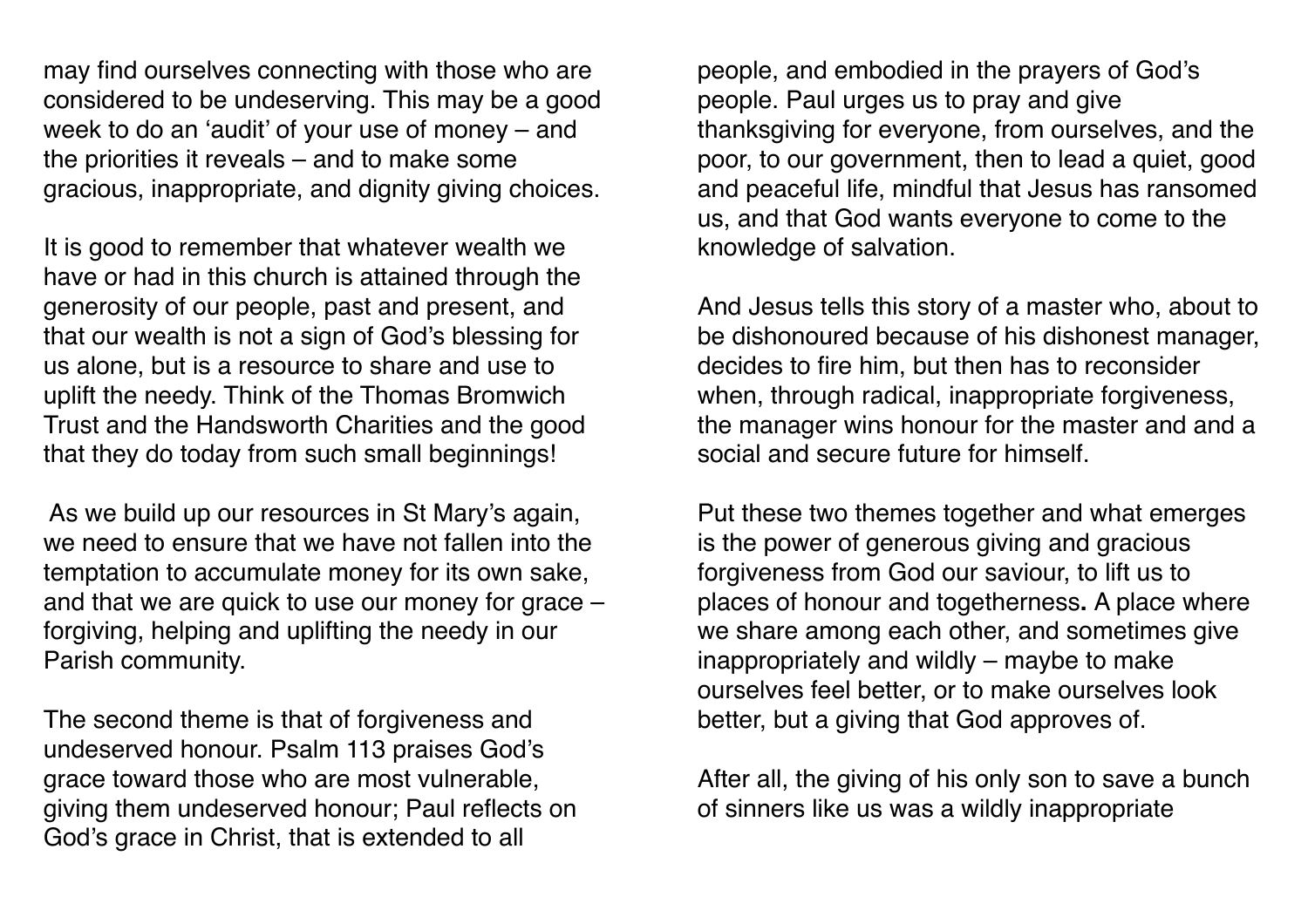may find ourselves connecting with those who are considered to be undeserving. This may be a good week to do an 'audit' of your use of money – and the priorities it reveals – and to make some gracious, inappropriate, and dignity giving choices.

It is good to remember that whatever wealth we have or had in this church is attained through the generosity of our people, past and present, and that our wealth is not a sign of God's blessing for us alone, but is a resource to share and use to uplift the needy. Think of the Thomas Bromwich Trust and the Handsworth Charities and the good that they do today from such small beginnings!

As we build up our resources in St Mary's again, we need to ensure that we have not fallen into the temptation to accumulate money for its own sake, and that we are quick to use our money for grace – forgiving, helping and uplifting the needy in our Parish community.

The second theme is that of forgiveness and undeserved honour. Psalm 113 praises God's grace toward those who are most vulnerable, giving them undeserved honour; Paul reflects on God's grace in Christ, that is extended to all people, and embodied in the prayers of God's people. Paul urges us to pray and give thanksgiving for everyone, from ourselves, and the poor, to our government, then to lead a quiet, good and peaceful life, mindful that Jesus has ransomed us, and that God wants everyone to come to the knowledge of salvation.

And Jesus tells this story of a master who, about to be dishonoured because of his dishonest manager, decides to fire him, but then has to reconsider when, through radical, inappropriate forgiveness, the manager wins honour for the master and and a social and secure future for himself.

Put these two themes together and what emerges is the power of generous giving and gracious forgiveness from God our saviour, to lift us to places of honour and togetherness**.** A place where we share among each other, and sometimes give inappropriately and wildly – maybe to make ourselves feel better, or to make ourselves look better, but a giving that God approves of.

After all, the giving of his only son to save a bunch of sinners like us was a wildly inappropriate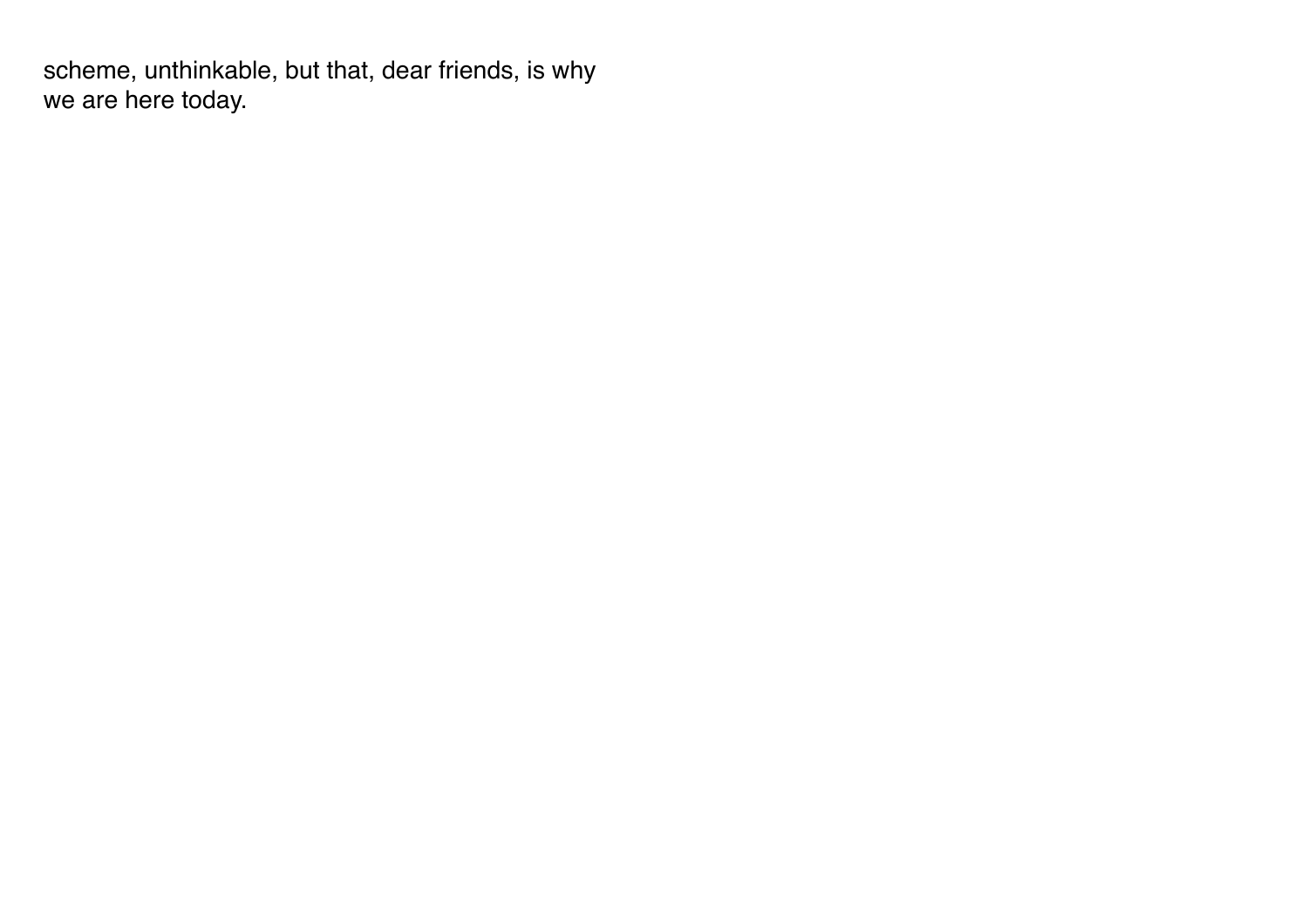scheme, unthinkable, but that, dear friends, is why we are here today.